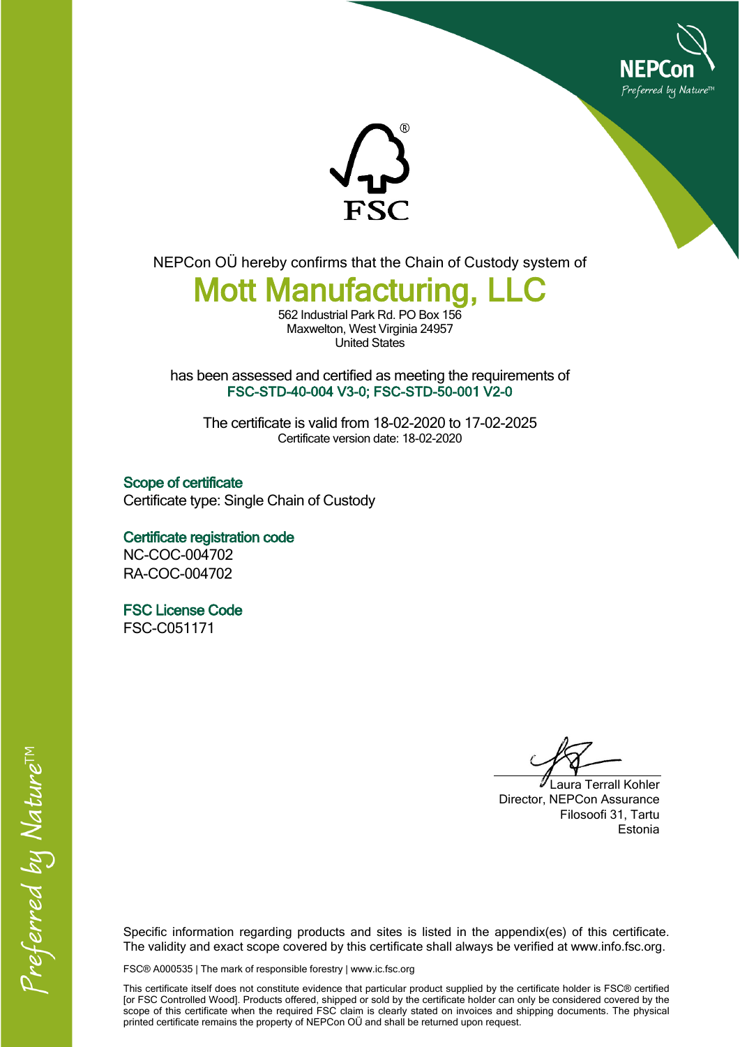NEPCon OÜ hereby confirms that the Chain of Custody system of

# Mott Manufacturing, LLC

562 Industrial Park Rd. PO Box 156
Maxwelton, West Virginia 24957
United States

has been assessed and certified as meeting the requirements of
**FSC-STD-40-004 V3-0; FSC-STD-50-001 V2-0**

The certificate is valid from 18-02-2020 to 17-02-2025
Certificate version date: 18-02-2020

## Scope of certificate

Certificate type: Single Chain of Custody

## Certificate registration code

NC-COC-004702
RA-COC-004702

## FSC License Code

FSC-C051171

Laura Terrall Kohler
Director, NEPCon Assurance
Filosoofi 31, Tartu
Estonia

Specific information regarding products and sites is listed in the appendix(es) of this certificate. The validity and exact scope covered by this certificate shall always be verified at www.info.fsc.org.

FSC® A000535 | The mark of responsible forestry | www.ic.fsc.org

This certificate itself does not constitute evidence that particular product supplied by the certificate holder is FSC® certified [or FSC Controlled Wood]. Products offered, shipped or sold by the certificate holder can only be considered covered by the scope of this certificate when the required FSC claim is clearly stated on invoices and shipping documents. The physical printed certificate remains the property of NEPCon OÜ and shall be returned upon request.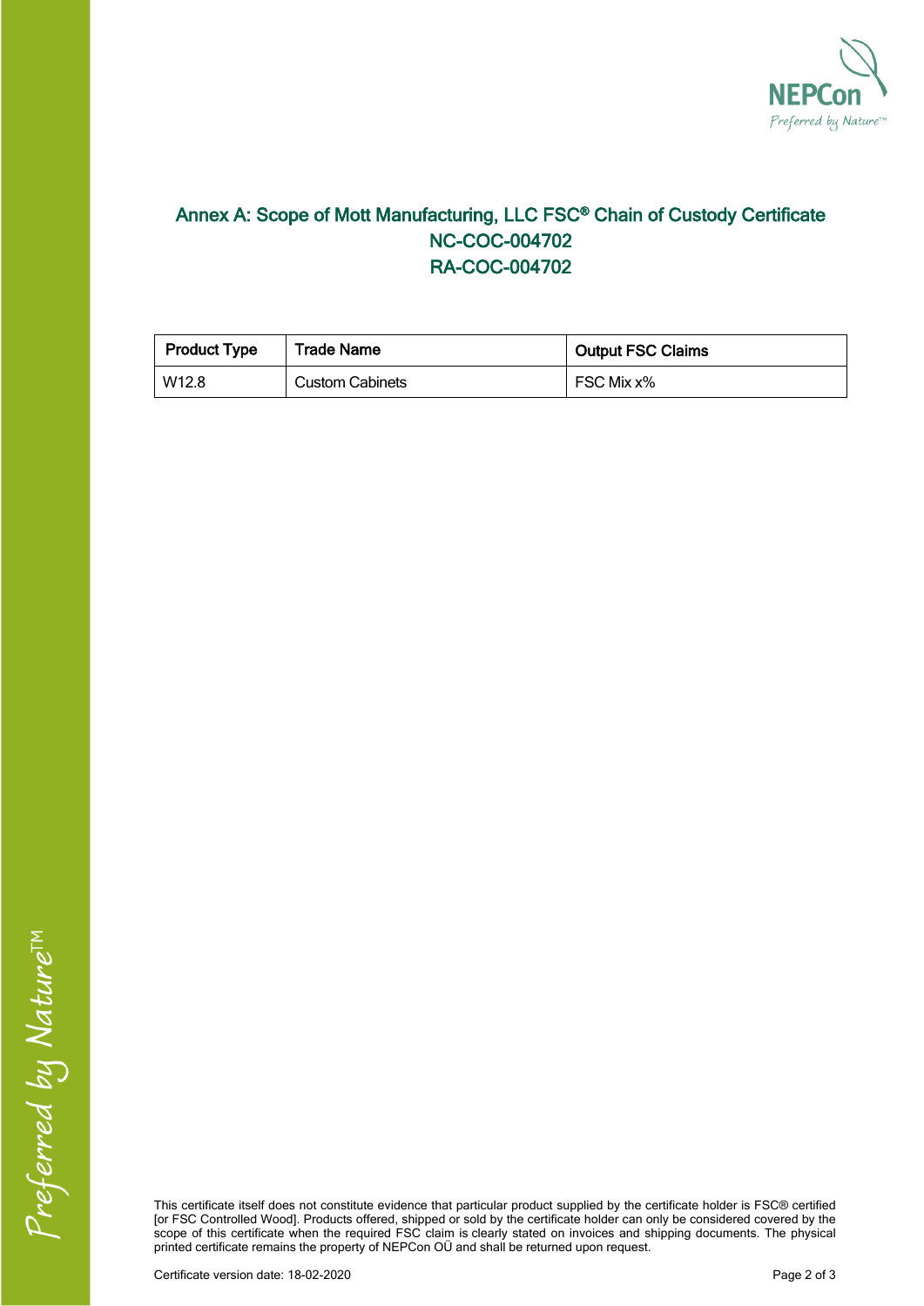## Annex A: Scope of Mott Manufacturing, LLC FSC® Chain of Custody Certificate NC-COC-004702 RA-COC-004702

| Product Type | Trade Name | Output FSC Claims |
|---|---|---|
| W12.8 | Custom Cabinets | FSC Mix x% |

This certificate itself does not constitute evidence that particular product supplied by the certificate holder is FSC® certified [or FSC Controlled Wood]. Products offered, shipped or sold by the certificate holder can only be considered covered by the scope of this certificate when the required FSC claim is clearly stated on invoices and shipping documents. The physical printed certificate remains the property of NEPCon OÜ and shall be returned upon request.

Certificate version date: 18-02-2020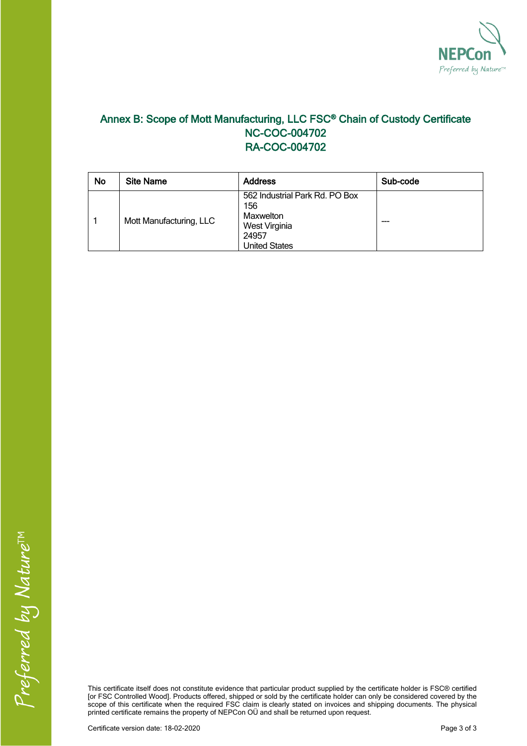## Annex B: Scope of Mott Manufacturing, LLC FSC® Chain of Custody Certificate

## NC-COC-004702

## RA-COC-004702

| No | Site Name | Address | Sub-code |
|---|---|---|---|
| 1 | Mott Manufacturing, LLC | 562 Industrial Park Rd. PO Box 156<br>Maxwelton<br>West Virginia<br>24957<br>United States | --- |

This certificate itself does not constitute evidence that particular product supplied by the certificate holder is FSC® certified [or FSC Controlled Wood]. Products offered, shipped or sold by the certificate holder can only be considered covered by the scope of this certificate when the required FSC claim is clearly stated on invoices and shipping documents. The physical printed certificate remains the property of NEPCon OÜ and shall be returned upon request.

Certificate version date: 18-02-2020